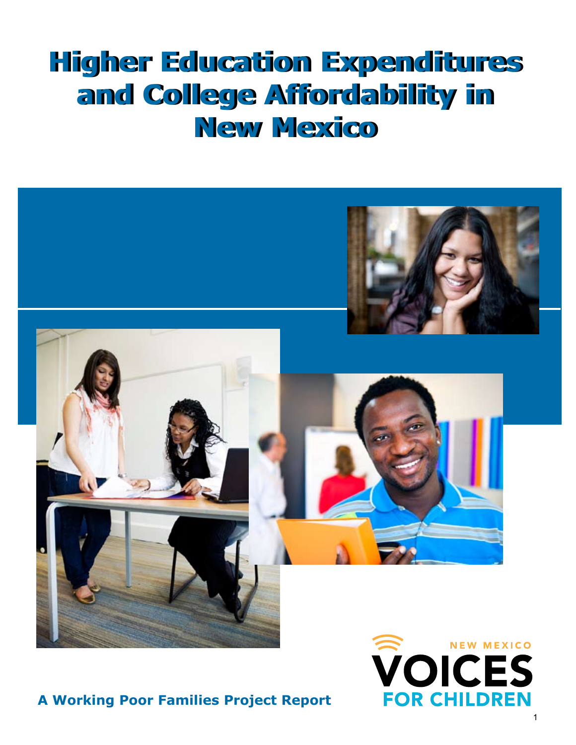# Higher Education Expenditures and College Affordability in New Mexico

**A Working Poor Families Project Report**

NEW MEXICO VOICES FOR CHILDREN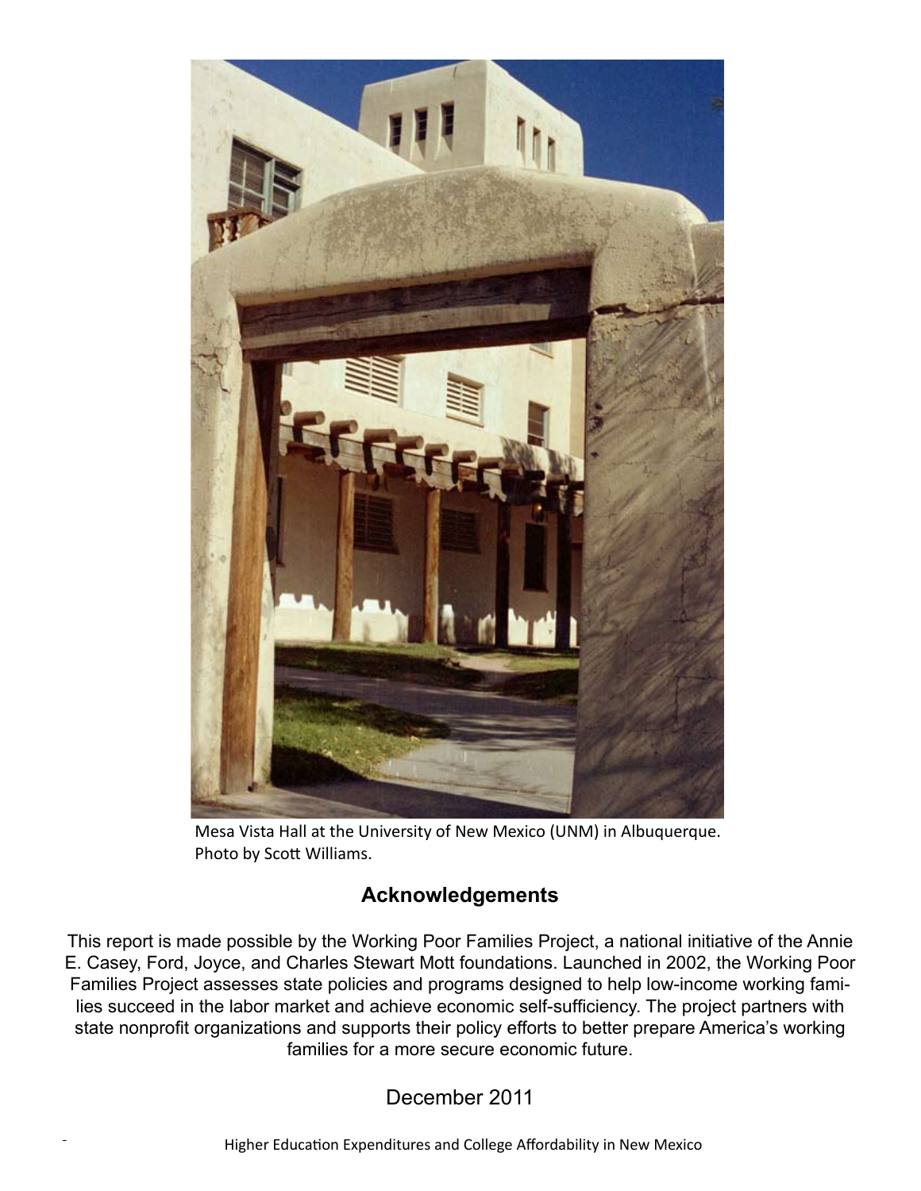Mesa Vista Hall at the University of New Mexico (UNM) in Albuquerque.
Photo by Scott Williams.

## Acknowledgements

This report is made possible by the Working Poor Families Project, a national initiative of the Annie E. Casey, Ford, Joyce, and Charles Stewart Mott foundations. Launched in 2002, the Working Poor Families Project assesses state policies and programs designed to help low-income working families succeed in the labor market and achieve economic self-sufficiency. The project partners with state nonprofit organizations and supports their policy efforts to better prepare America's working families for a more secure economic future.

December 2011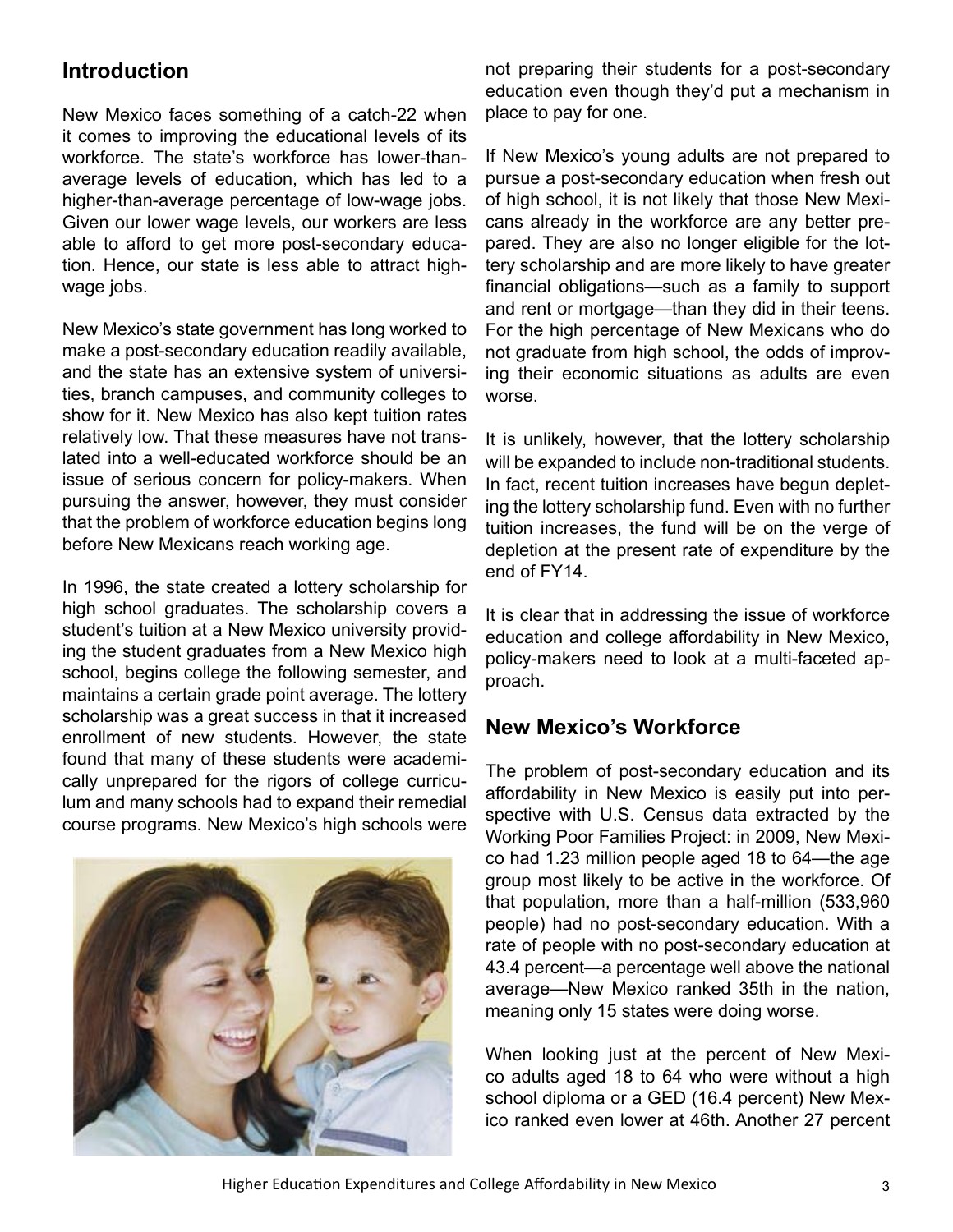## Introduction

New Mexico faces something of a catch-22 when it comes to improving the educational levels of its workforce. The state's workforce has lower-than-average levels of education, which has led to a higher-than-average percentage of low-wage jobs. Given our lower wage levels, our workers are less able to afford to get more post-secondary education. Hence, our state is less able to attract high-wage jobs.

New Mexico's state government has long worked to make a post-secondary education readily available, and the state has an extensive system of universities, branch campuses, and community colleges to show for it. New Mexico has also kept tuition rates relatively low. That these measures have not translated into a well-educated workforce should be an issue of serious concern for policy-makers. When pursuing the answer, however, they must consider that the problem of workforce education begins long before New Mexicans reach working age.

In 1996, the state created a lottery scholarship for high school graduates. The scholarship covers a student's tuition at a New Mexico university providing the student graduates from a New Mexico high school, begins college the following semester, and maintains a certain grade point average. The lottery scholarship was a great success in that it increased enrollment of new students. However, the state found that many of these students were academically unprepared for the rigors of college curriculum and many schools had to expand their remedial course programs. New Mexico's high schools were not preparing their students for a post-secondary education even though they'd put a mechanism in place to pay for one.

If New Mexico's young adults are not prepared to pursue a post-secondary education when fresh out of high school, it is not likely that those New Mexicans already in the workforce are any better prepared. They are also no longer eligible for the lottery scholarship and are more likely to have greater financial obligations—such as a family to support and rent or mortgage—than they did in their teens. For the high percentage of New Mexicans who do not graduate from high school, the odds of improving their economic situations as adults are even worse.

It is unlikely, however, that the lottery scholarship will be expanded to include non-traditional students. In fact, recent tuition increases have begun depleting the lottery scholarship fund. Even with no further tuition increases, the fund will be on the verge of depletion at the present rate of expenditure by the end of FY14.

It is clear that in addressing the issue of workforce education and college affordability in New Mexico, policy-makers need to look at a multi-faceted approach.

## New Mexico's Workforce

The problem of post-secondary education and its affordability in New Mexico is easily put into perspective with U.S. Census data extracted by the Working Poor Families Project: in 2009, New Mexico had 1.23 million people aged 18 to 64—the age group most likely to be active in the workforce. Of that population, more than a half-million (533,960 people) had no post-secondary education. With a rate of people with no post-secondary education at 43.4 percent—a percentage well above the national average—New Mexico ranked 35th in the nation, meaning only 15 states were doing worse.

When looking just at the percent of New Mexico adults aged 18 to 64 who were without a high school diploma or a GED (16.4 percent) New Mexico ranked even lower at 46th. Another 27 percent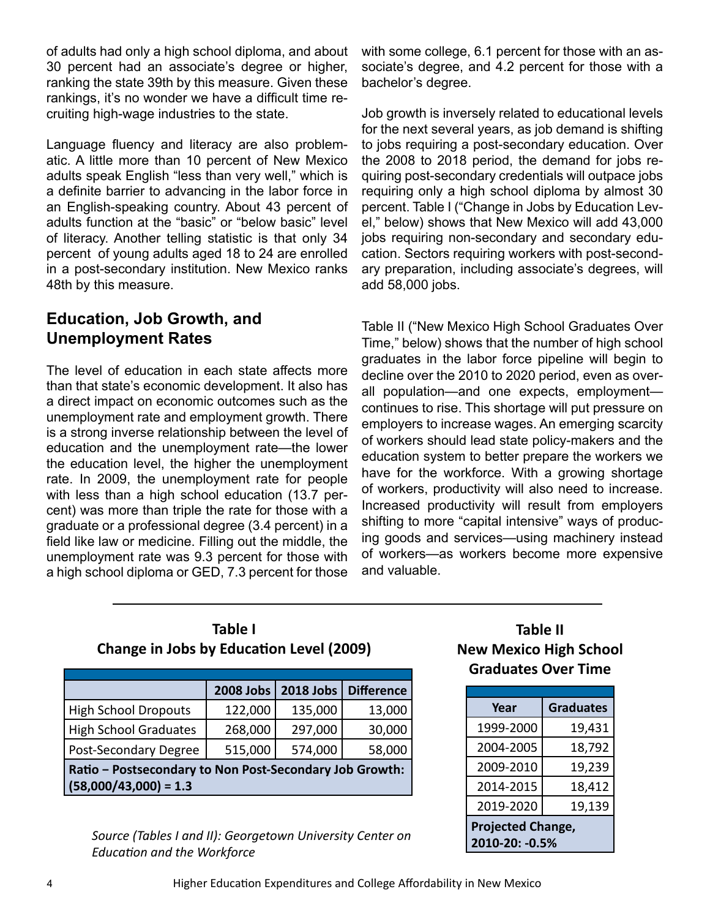of adults had only a high school diploma, and about 30 percent had an associate's degree or higher, ranking the state 39th by this measure. Given these rankings, it's no wonder we have a difficult time recruiting high-wage industries to the state.

Language fluency and literacy are also problematic. A little more than 10 percent of New Mexico adults speak English "less than very well," which is a definite barrier to advancing in the labor force in an English-speaking country. About 43 percent of adults function at the "basic" or "below basic" level of literacy. Another telling statistic is that only 34 percent of young adults aged 18 to 24 are enrolled in a post-secondary institution. New Mexico ranks 48th by this measure.

## Education, Job Growth, and Unemployment Rates

The level of education in each state affects more than that state's economic development. It also has a direct impact on economic outcomes such as the unemployment rate and employment growth. There is a strong inverse relationship between the level of education and the unemployment rate—the lower the education level, the higher the unemployment rate. In 2009, the unemployment rate for people with less than a high school education (13.7 percent) was more than triple the rate for those with a graduate or a professional degree (3.4 percent) in a field like law or medicine. Filling out the middle, the unemployment rate was 9.3 percent for those with a high school diploma or GED, 7.3 percent for those with some college, 6.1 percent for those with an associate's degree, and 4.2 percent for those with a bachelor's degree.

Job growth is inversely related to educational levels for the next several years, as job demand is shifting to jobs requiring a post-secondary education. Over the 2008 to 2018 period, the demand for jobs requiring post-secondary credentials will outpace jobs requiring only a high school diploma by almost 30 percent. Table I ("Change in Jobs by Education Level," below) shows that New Mexico will add 43,000 jobs requiring non-secondary and secondary education. Sectors requiring workers with post-secondary preparation, including associate's degrees, will add 58,000 jobs.

Table II ("New Mexico High School Graduates Over Time," below) shows that the number of high school graduates in the labor force pipeline will begin to decline over the 2010 to 2020 period, even as overall population—and one expects, employment—continues to rise. This shortage will put pressure on employers to increase wages. An emerging scarcity of workers should lead state policy-makers and the education system to better prepare the workers we have for the workforce. With a growing shortage of workers, productivity will also need to increase. Increased productivity will result from employers shifting to more "capital intensive" ways of producing goods and services—using machinery instead of workers—as workers become more expensive and valuable.

**Table I**
**Change in Jobs by Education Level (2009)**

| | 2008 Jobs | 2018 Jobs | Difference |
|---|---|---|---|
| High School Dropouts | 122,000 | 135,000 | 13,000 |
| High School Graduates | 268,000 | 297,000 | 30,000 |
| Post-Secondary Degree | 515,000 | 574,000 | 58,000 |
| **Ratio – Postsecondary to Non Post-Secondary Job Growth: (58,000/43,000) = 1.3** | | | |

**Table II**
**New Mexico High School Graduates Over Time**

| Year | Graduates |
|---|---|
| 1999-2000 | 19,431 |
| 2004-2005 | 18,792 |
| 2009-2010 | 19,239 |
| 2014-2015 | 18,412 |
| 2019-2020 | 19,139 |
| **Projected Change, 2010-20: -0.5%** | |

*Source (Tables I and II): Georgetown University Center on Education and the Workforce*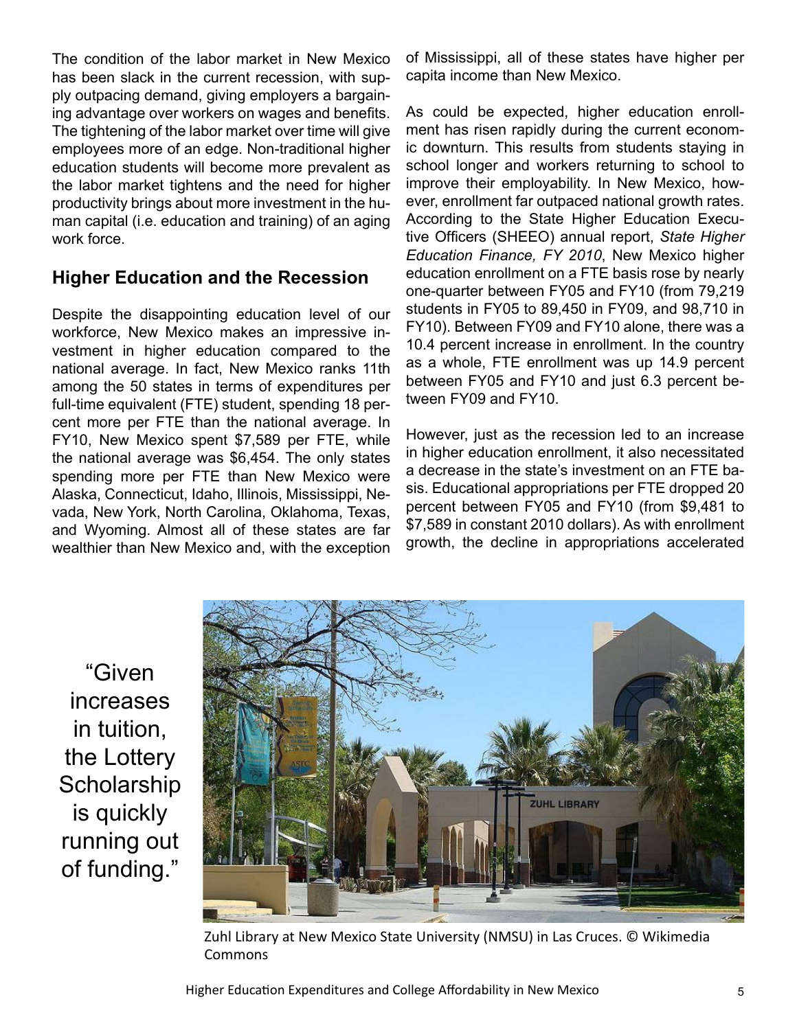The condition of the labor market in New Mexico has been slack in the current recession, with supply outpacing demand, giving employers a bargaining advantage over workers on wages and benefits. The tightening of the labor market over time will give employees more of an edge. Non-traditional higher education students will become more prevalent as the labor market tightens and the need for higher productivity brings about more investment in the human capital (i.e. education and training) of an aging work force.

## Higher Education and the Recession

Despite the disappointing education level of our workforce, New Mexico makes an impressive investment in higher education compared to the national average. In fact, New Mexico ranks 11th among the 50 states in terms of expenditures per full-time equivalent (FTE) student, spending 18 percent more per FTE than the national average. In FY10, New Mexico spent $7,589 per FTE, while the national average was $6,454. The only states spending more per FTE than New Mexico were Alaska, Connecticut, Idaho, Illinois, Mississippi, Nevada, New York, North Carolina, Oklahoma, Texas, and Wyoming. Almost all of these states are far wealthier than New Mexico and, with the exception of Mississippi, all of these states have higher per capita income than New Mexico.

As could be expected, higher education enrollment has risen rapidly during the current economic downturn. This results from students staying in school longer and workers returning to school to improve their employability. In New Mexico, however, enrollment far outpaced national growth rates. According to the State Higher Education Executive Officers (SHEEO) annual report, *State Higher Education Finance, FY 2010*, New Mexico higher education enrollment on a FTE basis rose by nearly one-quarter between FY05 and FY10 (from 79,219 students in FY05 to 89,450 in FY09, and 98,710 in FY10). Between FY09 and FY10 alone, there was a 10.4 percent increase in enrollment. In the country as a whole, FTE enrollment was up 14.9 percent between FY05 and FY10 and just 6.3 percent between FY09 and FY10.

However, just as the recession led to an increase in higher education enrollment, it also necessitated a decrease in the state's investment on an FTE basis. Educational appropriations per FTE dropped 20 percent between FY05 and FY10 (from $9,481 to $7,589 in constant 2010 dollars). As with enrollment growth, the decline in appropriations accelerated

"Given increases in tuition, the Lottery Scholarship is quickly running out of funding."

Zuhl Library at New Mexico State University (NMSU) in Las Cruces. © Wikimedia Commons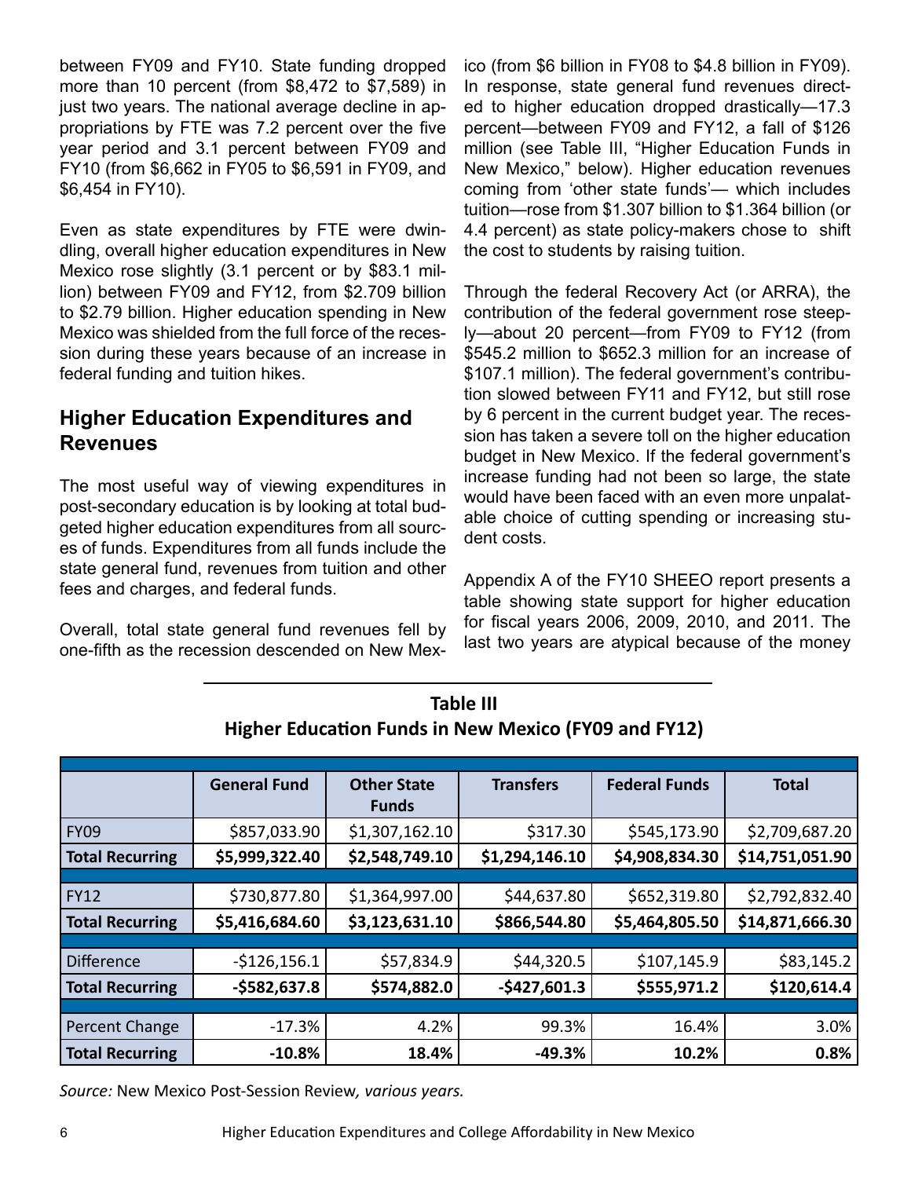between FY09 and FY10. State funding dropped more than 10 percent (from $8,472 to $7,589) in just two years. The national average decline in appropriations by FTE was 7.2 percent over the five year period and 3.1 percent between FY09 and FY10 (from $6,662 in FY05 to $6,591 in FY09, and $6,454 in FY10).

Even as state expenditures by FTE were dwindling, overall higher education expenditures in New Mexico rose slightly (3.1 percent or by $83.1 million) between FY09 and FY12, from $2.709 billion to $2.79 billion. Higher education spending in New Mexico was shielded from the full force of the recession during these years because of an increase in federal funding and tuition hikes.

## Higher Education Expenditures and Revenues

The most useful way of viewing expenditures in post-secondary education is by looking at total budgeted higher education expenditures from all sources of funds. Expenditures from all funds include the state general fund, revenues from tuition and other fees and charges, and federal funds.

Overall, total state general fund revenues fell by one-fifth as the recession descended on New Mexico (from $6 billion in FY08 to $4.8 billion in FY09). In response, state general fund revenues directed to higher education dropped drastically—17.3 percent—between FY09 and FY12, a fall of $126 million (see Table III, "Higher Education Funds in New Mexico," below). Higher education revenues coming from 'other state funds'— which includes tuition—rose from $1.307 billion to $1.364 billion (or 4.4 percent) as state policy-makers chose to shift the cost to students by raising tuition.

Through the federal Recovery Act (or ARRA), the contribution of the federal government rose steeply—about 20 percent—from FY09 to FY12 (from $545.2 million to $652.3 million for an increase of $107.1 million). The federal government's contribution slowed between FY11 and FY12, but still rose by 6 percent in the current budget year. The recession has taken a severe toll on the higher education budget in New Mexico. If the federal government's increase funding had not been so large, the state would have been faced with an even more unpalatable choice of cutting spending or increasing student costs.

Appendix A of the FY10 SHEEO report presents a table showing state support for higher education for fiscal years 2006, 2009, 2010, and 2011. The last two years are atypical because of the money

**Table III**
**Higher Education Funds in New Mexico (FY09 and FY12)**

| | General Fund | Other State Funds | Transfers | Federal Funds | Total |
|---|---|---|---|---|---|
| FY09 | $857,033.90 | $1,307,162.10 | $317.30 | $545,173.90 | $2,709,687.20 |
| **Total Recurring** | **$5,999,322.40** | **$2,548,749.10** | **$1,294,146.10** | **$4,908,834.30** | **$14,751,051.90** |
| FY12 | $730,877.80 | $1,364,997.00 | $44,637.80 | $652,319.80 | $2,792,832.40 |
| **Total Recurring** | **$5,416,684.60** | **$3,123,631.10** | **$866,544.80** | **$5,464,805.50** | **$14,871,666.30** |
| Difference | -$126,156.1 | $57,834.9 | $44,320.5 | $107,145.9 | $83,145.2 |
| **Total Recurring** | **-$582,637.8** | **$574,882.0** | **-$427,601.3** | **$555,971.2** | **$120,614.4** |
| Percent Change | -17.3% | 4.2% | 99.3% | 16.4% | 3.0% |
| **Total Recurring** | **-10.8%** | **18.4%** | **-49.3%** | **10.2%** | **0.8%** |

*Source:* New Mexico Post-Session Review*, various years.*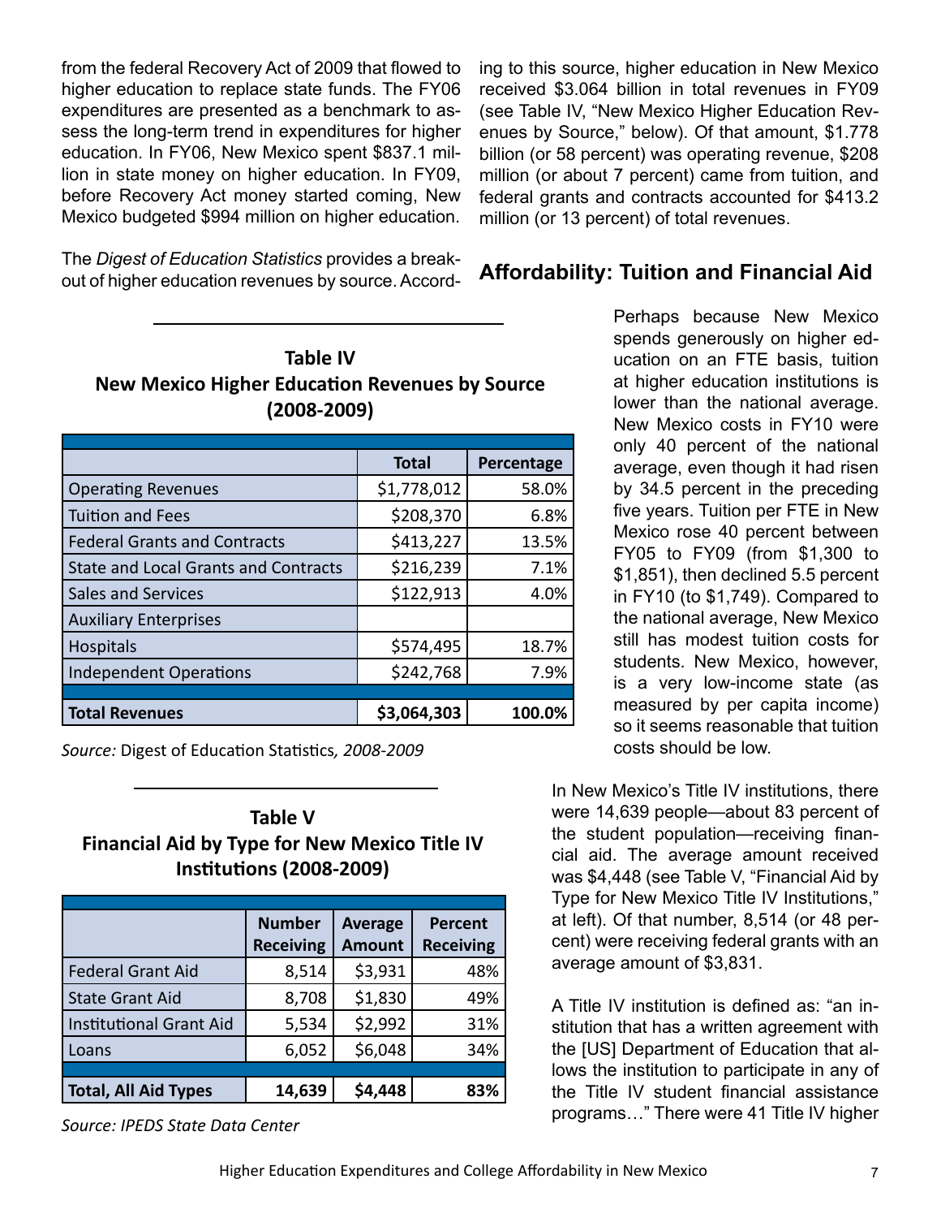from the federal Recovery Act of 2009 that flowed to higher education to replace state funds. The FY06 expenditures are presented as a benchmark to assess the long-term trend in expenditures for higher education. In FY06, New Mexico spent $837.1 million in state money on higher education. In FY09, before Recovery Act money started coming, New Mexico budgeted $994 million on higher education.

The *Digest of Education Statistics* provides a breakout of higher education revenues by source. According to this source, higher education in New Mexico received $3.064 billion in total revenues in FY09 (see Table IV, "New Mexico Higher Education Revenues by Source," below). Of that amount, $1.778 billion (or 58 percent) was operating revenue, $208 million (or about 7 percent) came from tuition, and federal grants and contracts accounted for $413.2 million (or 13 percent) of total revenues.

**Table IV**
**New Mexico Higher Education Revenues by Source (2008-2009)**

| | Total | Percentage |
|---|---|---|
| Operating Revenues | $1,778,012 | 58.0% |
| Tuition and Fees | $208,370 | 6.8% |
| Federal Grants and Contracts | $413,227 | 13.5% |
| State and Local Grants and Contracts | $216,239 | 7.1% |
| Sales and Services | $122,913 | 4.0% |
| Auxiliary Enterprises | | |
| Hospitals | $574,495 | 18.7% |
| Independent Operations | $242,768 | 7.9% |
| **Total Revenues** | **$3,064,303** | **100.0%** |

*Source:* Digest of Education Statistics*, 2008-2009*

## Affordability: Tuition and Financial Aid

Perhaps because New Mexico spends generously on higher education on an FTE basis, tuition at higher education institutions is lower than the national average. New Mexico costs in FY10 were only 40 percent of the national average, even though it had risen by 34.5 percent in the preceding five years. Tuition per FTE in New Mexico rose 40 percent between FY05 to FY09 (from $1,300 to $1,851), then declined 5.5 percent in FY10 (to $1,749). Compared to the national average, New Mexico still has modest tuition costs for students. New Mexico, however, is a very low-income state (as measured by per capita income) so it seems reasonable that tuition costs should be low.

In New Mexico's Title IV institutions, there were 14,639 people—about 83 percent of the student population—receiving financial aid. The average amount received was $4,448 (see Table V, "Financial Aid by Type for New Mexico Title IV Institutions," at left). Of that number, 8,514 (or 48 percent) were receiving federal grants with an average amount of $3,831.

**Table V**
**Financial Aid by Type for New Mexico Title IV Institutions (2008-2009)**

| | Number Receiving | Average Amount | Percent Receiving |
|---|---|---|---|
| Federal Grant Aid | 8,514 | $3,931 | 48% |
| State Grant Aid | 8,708 | $1,830 | 49% |
| Institutional Grant Aid | 5,534 | $2,992 | 31% |
| Loans | 6,052 | $6,048 | 34% |
| **Total, All Aid Types** | **14,639** | **$4,448** | **83%** |

*Source: IPEDS State Data Center*

A Title IV institution is defined as: "an institution that has a written agreement with the [US] Department of Education that allows the institution to participate in any of the Title IV student financial assistance programs…" There were 41 Title IV higher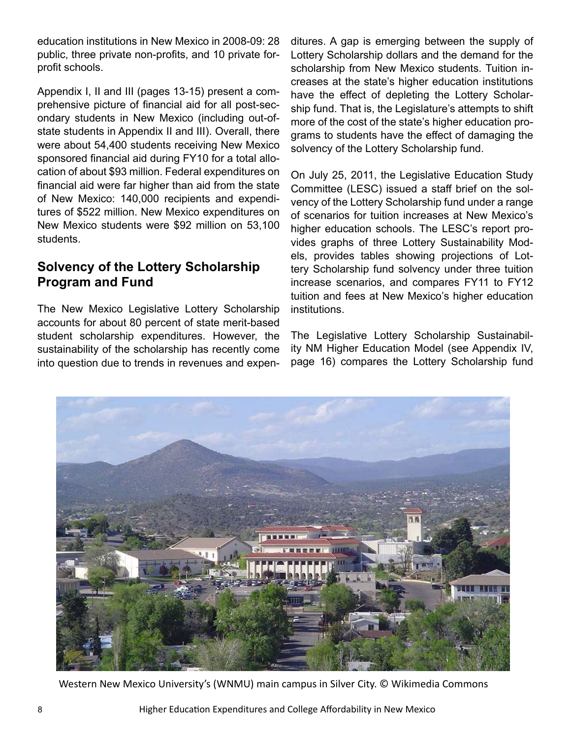education institutions in New Mexico in 2008-09: 28 public, three private non-profits, and 10 private for-profit schools.

Appendix I, II and III (pages 13-15) present a comprehensive picture of financial aid for all post-secondary students in New Mexico (including out-of-state students in Appendix II and III). Overall, there were about 54,400 students receiving New Mexico sponsored financial aid during FY10 for a total allocation of about $93 million. Federal expenditures on financial aid were far higher than aid from the state of New Mexico: 140,000 recipients and expenditures of $522 million. New Mexico expenditures on New Mexico students were $92 million on 53,100 students.

## Solvency of the Lottery Scholarship Program and Fund

The New Mexico Legislative Lottery Scholarship accounts for about 80 percent of state merit-based student scholarship expenditures. However, the sustainability of the scholarship has recently come into question due to trends in revenues and expenditures. A gap is emerging between the supply of Lottery Scholarship dollars and the demand for the scholarship from New Mexico students. Tuition increases at the state's higher education institutions have the effect of depleting the Lottery Scholarship fund. That is, the Legislature's attempts to shift more of the cost of the state's higher education programs to students have the effect of damaging the solvency of the Lottery Scholarship fund.

On July 25, 2011, the Legislative Education Study Committee (LESC) issued a staff brief on the solvency of the Lottery Scholarship fund under a range of scenarios for tuition increases at New Mexico's higher education schools. The LESC's report provides graphs of three Lottery Sustainability Models, provides tables showing projections of Lottery Scholarship fund solvency under three tuition increase scenarios, and compares FY11 to FY12 tuition and fees at New Mexico's higher education institutions.

The Legislative Lottery Scholarship Sustainability NM Higher Education Model (see Appendix IV, page 16) compares the Lottery Scholarship fund

Western New Mexico University's (WNMU) main campus in Silver City. © Wikimedia Commons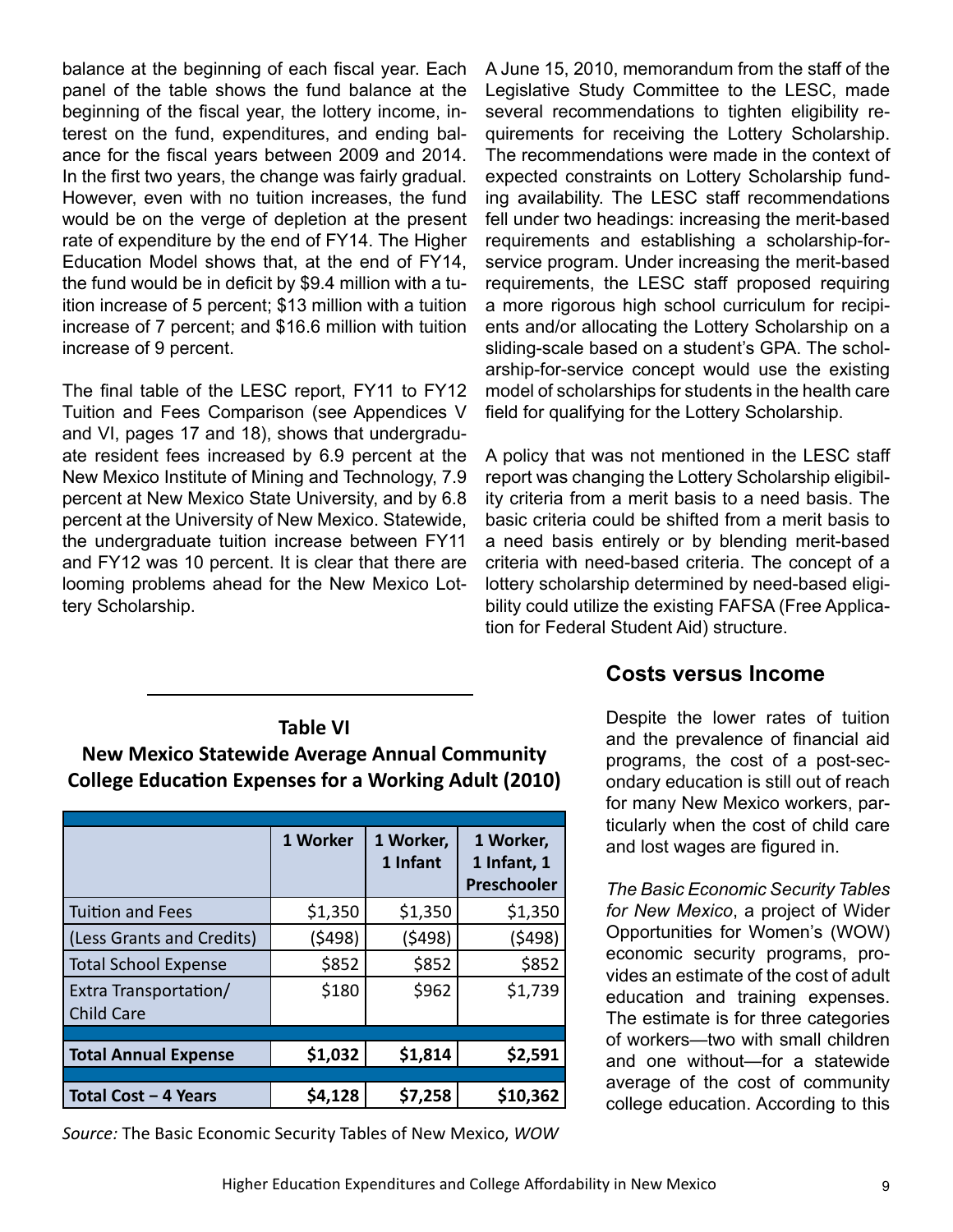balance at the beginning of each fiscal year. Each panel of the table shows the fund balance at the beginning of the fiscal year, the lottery income, interest on the fund, expenditures, and ending balance for the fiscal years between 2009 and 2014. In the first two years, the change was fairly gradual. However, even with no tuition increases, the fund would be on the verge of depletion at the present rate of expenditure by the end of FY14. The Higher Education Model shows that, at the end of FY14, the fund would be in deficit by $9.4 million with a tuition increase of 5 percent; $13 million with a tuition increase of 7 percent; and $16.6 million with tuition increase of 9 percent.

The final table of the LESC report, FY11 to FY12 Tuition and Fees Comparison (see Appendices V and VI, pages 17 and 18), shows that undergraduate resident fees increased by 6.9 percent at the New Mexico Institute of Mining and Technology, 7.9 percent at New Mexico State University, and by 6.8 percent at the University of New Mexico. Statewide, the undergraduate tuition increase between FY11 and FY12 was 10 percent. It is clear that there are looming problems ahead for the New Mexico Lottery Scholarship.

A June 15, 2010, memorandum from the staff of the Legislative Study Committee to the LESC, made several recommendations to tighten eligibility requirements for receiving the Lottery Scholarship. The recommendations were made in the context of expected constraints on Lottery Scholarship funding availability. The LESC staff recommendations fell under two headings: increasing the merit-based requirements and establishing a scholarship-for-service program. Under increasing the merit-based requirements, the LESC staff proposed requiring a more rigorous high school curriculum for recipients and/or allocating the Lottery Scholarship on a sliding-scale based on a student's GPA. The scholarship-for-service concept would use the existing model of scholarships for students in the health care field for qualifying for the Lottery Scholarship.

A policy that was not mentioned in the LESC staff report was changing the Lottery Scholarship eligibility criteria from a merit basis to a need basis. The basic criteria could be shifted from a merit basis to a need basis entirely or by blending merit-based criteria with need-based criteria. The concept of a lottery scholarship determined by need-based eligibility could utilize the existing FAFSA (Free Application for Federal Student Aid) structure.

**Table VI**
**New Mexico Statewide Average Annual Community College Education Expenses for a Working Adult (2010)**

| | 1 Worker | 1 Worker, 1 Infant | 1 Worker, 1 Infant, 1 Preschooler |
|---|---|---|---|
| Tuition and Fees | $1,350 | $1,350 | $1,350 |
| (Less Grants and Credits) | ($498) | ($498) | ($498) |
| Total School Expense | $852 | $852 | $852 |
| Extra Transportation/ Child Care | $180 | $962 | $1,739 |
| **Total Annual Expense** | **$1,032** | **$1,814** | **$2,591** |
| **Total Cost – 4 Years** | **$4,128** | **$7,258** | **$10,362** |

*Source:* The Basic Economic Security Tables of New Mexico, *WOW*

## Costs versus Income

Despite the lower rates of tuition and the prevalence of financial aid programs, the cost of a post-secondary education is still out of reach for many New Mexico workers, particularly when the cost of child care and lost wages are figured in.

*The Basic Economic Security Tables for New Mexico*, a project of Wider Opportunities for Women's (WOW) economic security programs, provides an estimate of the cost of adult education and training expenses. The estimate is for three categories of workers—two with small children and one without—for a statewide average of the cost of community college education. According to this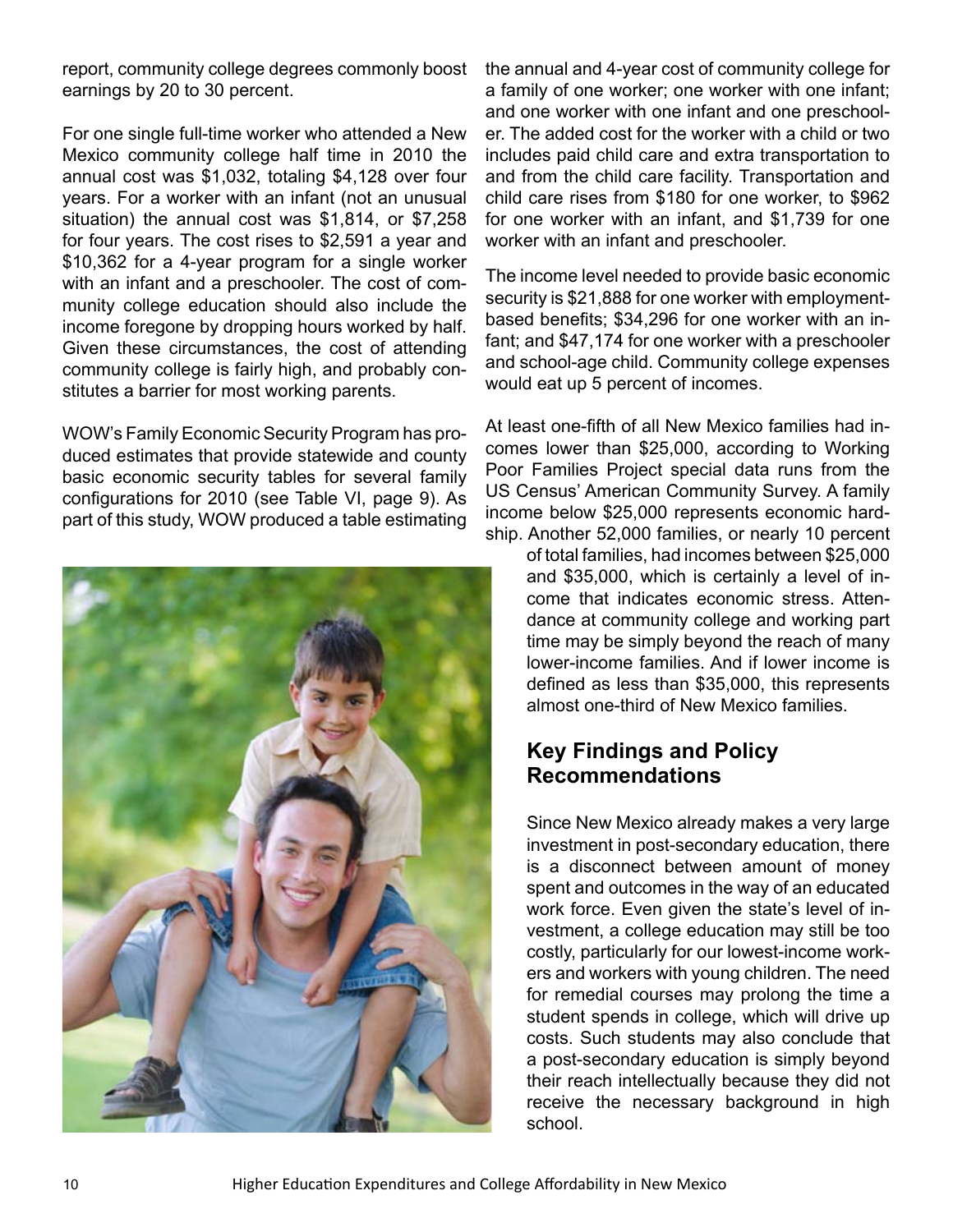report, community college degrees commonly boost earnings by 20 to 30 percent.

For one single full-time worker who attended a New Mexico community college half time in 2010 the annual cost was $1,032, totaling $4,128 over four years. For a worker with an infant (not an unusual situation) the annual cost was $1,814, or $7,258 for four years. The cost rises to $2,591 a year and $10,362 for a 4-year program for a single worker with an infant and a preschooler. The cost of community college education should also include the income foregone by dropping hours worked by half. Given these circumstances, the cost of attending community college is fairly high, and probably constitutes a barrier for most working parents.

WOW's Family Economic Security Program has produced estimates that provide statewide and county basic economic security tables for several family configurations for 2010 (see Table VI, page 9). As part of this study, WOW produced a table estimating the annual and 4-year cost of community college for a family of one worker; one worker with one infant; and one worker with one infant and one preschooler. The added cost for the worker with a child or two includes paid child care and extra transportation to and from the child care facility. Transportation and child care rises from $180 for one worker, to $962 for one worker with an infant, and $1,739 for one worker with an infant and preschooler.

The income level needed to provide basic economic security is $21,888 for one worker with employment-based benefits; $34,296 for one worker with an infant; and $47,174 for one worker with a preschooler and school-age child. Community college expenses would eat up 5 percent of incomes.

At least one-fifth of all New Mexico families had incomes lower than $25,000, according to Working Poor Families Project special data runs from the US Census' American Community Survey. A family income below $25,000 represents economic hardship. Another 52,000 families, or nearly 10 percent of total families, had incomes between $25,000 and $35,000, which is certainly a level of income that indicates economic stress. Attendance at community college and working part time may be simply beyond the reach of many lower-income families. And if lower income is defined as less than $35,000, this represents almost one-third of New Mexico families.

## Key Findings and Policy Recommendations

Since New Mexico already makes a very large investment in post-secondary education, there is a disconnect between amount of money spent and outcomes in the way of an educated work force. Even given the state's level of investment, a college education may still be too costly, particularly for our lowest-income workers and workers with young children. The need for remedial courses may prolong the time a student spends in college, which will drive up costs. Such students may also conclude that a post-secondary education is simply beyond their reach intellectually because they did not receive the necessary background in high school.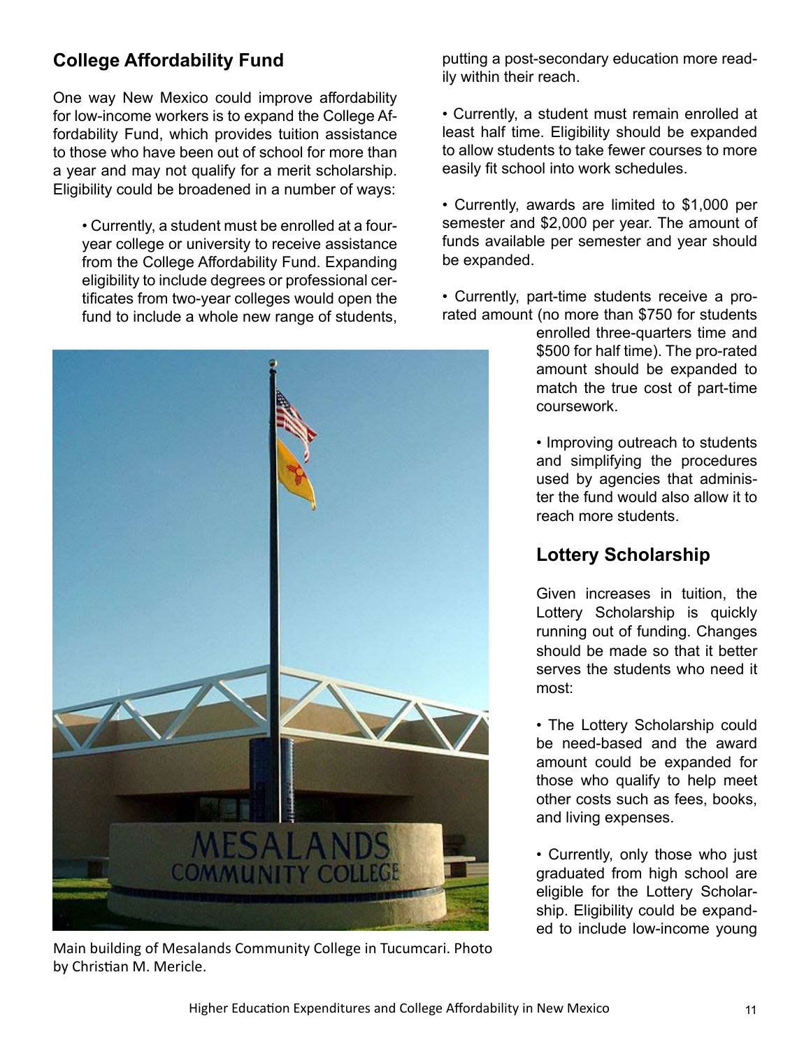## College Affordability Fund

One way New Mexico could improve affordability for low-income workers is to expand the College Affordability Fund, which provides tuition assistance to those who have been out of school for more than a year and may not qualify for a merit scholarship. Eligibility could be broadened in a number of ways:

- Currently, a student must be enrolled at a four-year college or university to receive assistance from the College Affordability Fund. Expanding eligibility to include degrees or professional certificates from two-year colleges would open the fund to include a whole new range of students, putting a post-secondary education more readily within their reach.

- Currently, a student must remain enrolled at least half time. Eligibility should be expanded to allow students to take fewer courses to more easily fit school into work schedules.

- Currently, awards are limited to $1,000 per semester and $2,000 per year. The amount of funds available per semester and year should be expanded.

- Currently, part-time students receive a pro-rated amount (no more than $750 for students enrolled three-quarters time and $500 for half time). The pro-rated amount should be expanded to match the true cost of part-time coursework.

- Improving outreach to students and simplifying the procedures used by agencies that administer the fund would also allow it to reach more students.

Main building of Mesalands Community College in Tucumcari. Photo by Christian M. Mericle.

## Lottery Scholarship

Given increases in tuition, the Lottery Scholarship is quickly running out of funding. Changes should be made so that it better serves the students who need it most:

- The Lottery Scholarship could be need-based and the award amount could be expanded for those who qualify to help meet other costs such as fees, books, and living expenses.

- Currently, only those who just graduated from high school are eligible for the Lottery Scholarship. Eligibility could be expanded to include low-income young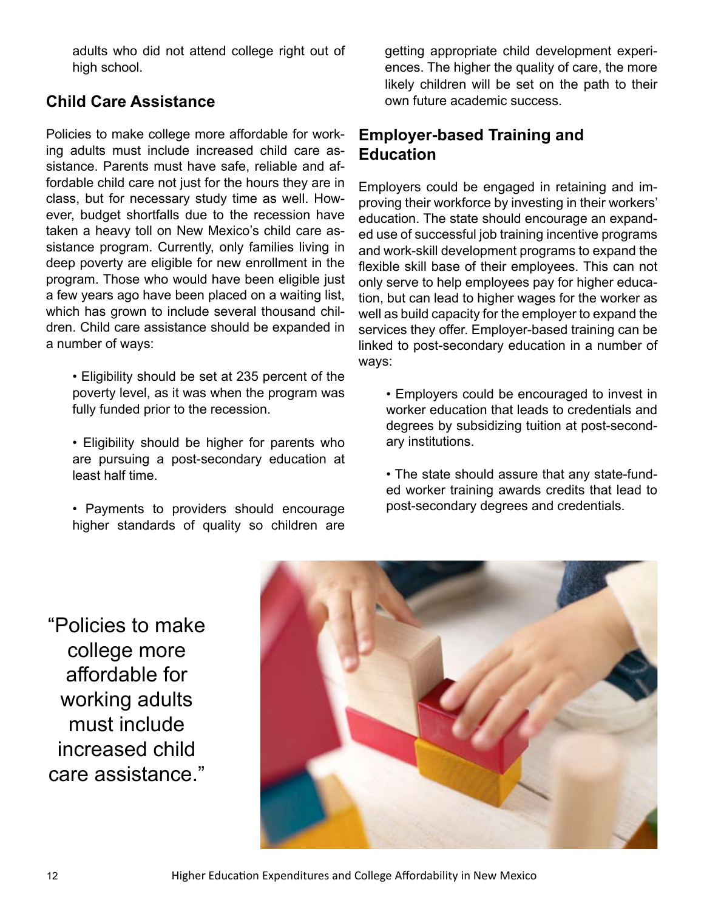adults who did not attend college right out of high school.

## Child Care Assistance

Policies to make college more affordable for working adults must include increased child care assistance. Parents must have safe, reliable and affordable child care not just for the hours they are in class, but for necessary study time as well. However, budget shortfalls due to the recession have taken a heavy toll on New Mexico's child care assistance program. Currently, only families living in deep poverty are eligible for new enrollment in the program. Those who would have been eligible just a few years ago have been placed on a waiting list, which has grown to include several thousand children. Child care assistance should be expanded in a number of ways:

- Eligibility should be set at 235 percent of the poverty level, as it was when the program was fully funded prior to the recession.
- Eligibility should be higher for parents who are pursuing a post-secondary education at least half time.
- Payments to providers should encourage higher standards of quality so children are getting appropriate child development experiences. The higher the quality of care, the more likely children will be set on the path to their own future academic success.

## Employer-based Training and Education

Employers could be engaged in retaining and improving their workforce by investing in their workers' education. The state should encourage an expanded use of successful job training incentive programs and work-skill development programs to expand the flexible skill base of their employees. This can not only serve to help employees pay for higher education, but can lead to higher wages for the worker as well as build capacity for the employer to expand the services they offer. Employer-based training can be linked to post-secondary education in a number of ways:

- Employers could be encouraged to invest in worker education that leads to credentials and degrees by subsidizing tuition at post-secondary institutions.
- The state should assure that any state-funded worker training awards credits that lead to post-secondary degrees and credentials.

"Policies to make college more affordable for working adults must include increased child care assistance."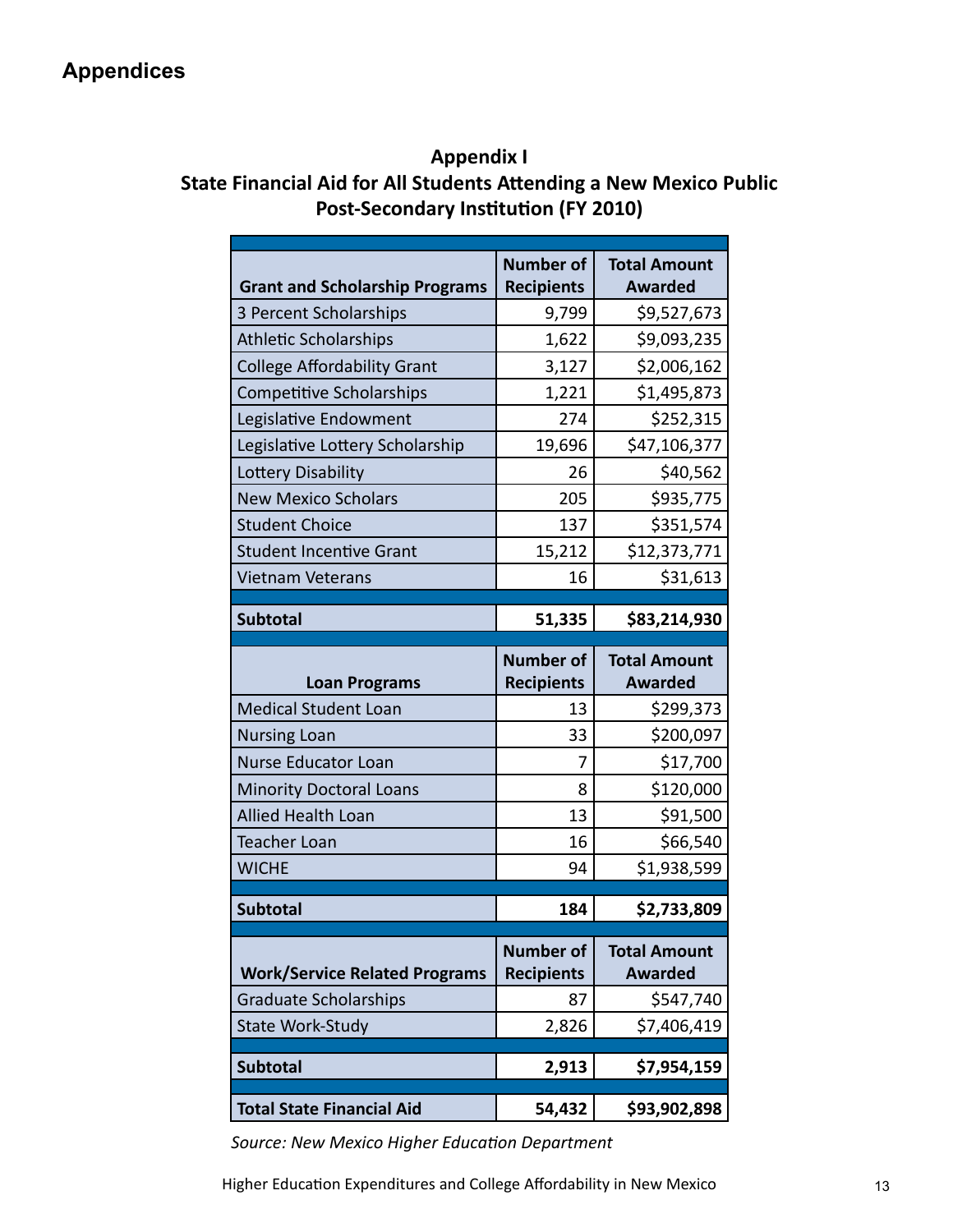# Appendices

## Appendix I
## State Financial Aid for All Students Attending a New Mexico Public Post-Secondary Institution (FY 2010)

| Grant and Scholarship Programs | Number of Recipients | Total Amount Awarded |
|---|---|---|
| 3 Percent Scholarships | 9,799 | $9,527,673 |
| Athletic Scholarships | 1,622 | $9,093,235 |
| College Affordability Grant | 3,127 | $2,006,162 |
| Competitive Scholarships | 1,221 | $1,495,873 |
| Legislative Endowment | 274 | $252,315 |
| Legislative Lottery Scholarship | 19,696 | $47,106,377 |
| Lottery Disability | 26 | $40,562 |
| New Mexico Scholars | 205 | $935,775 |
| Student Choice | 137 | $351,574 |
| Student Incentive Grant | 15,212 | $12,373,771 |
| Vietnam Veterans | 16 | $31,613 |
| **Subtotal** | **51,335** | **$83,214,930** |
| **Loan Programs** | **Number of Recipients** | **Total Amount Awarded** |
| Medical Student Loan | 13 | $299,373 |
| Nursing Loan | 33 | $200,097 |
| Nurse Educator Loan | 7 | $17,700 |
| Minority Doctoral Loans | 8 | $120,000 |
| Allied Health Loan | 13 | $91,500 |
| Teacher Loan | 16 | $66,540 |
| WICHE | 94 | $1,938,599 |
| **Subtotal** | **184** | **$2,733,809** |
| **Work/Service Related Programs** | **Number of Recipients** | **Total Amount Awarded** |
| Graduate Scholarships | 87 | $547,740 |
| State Work-Study | 2,826 | $7,406,419 |
| **Subtotal** | **2,913** | **$7,954,159** |
| **Total State Financial Aid** | **54,432** | **$93,902,898** |

*Source: New Mexico Higher Education Department*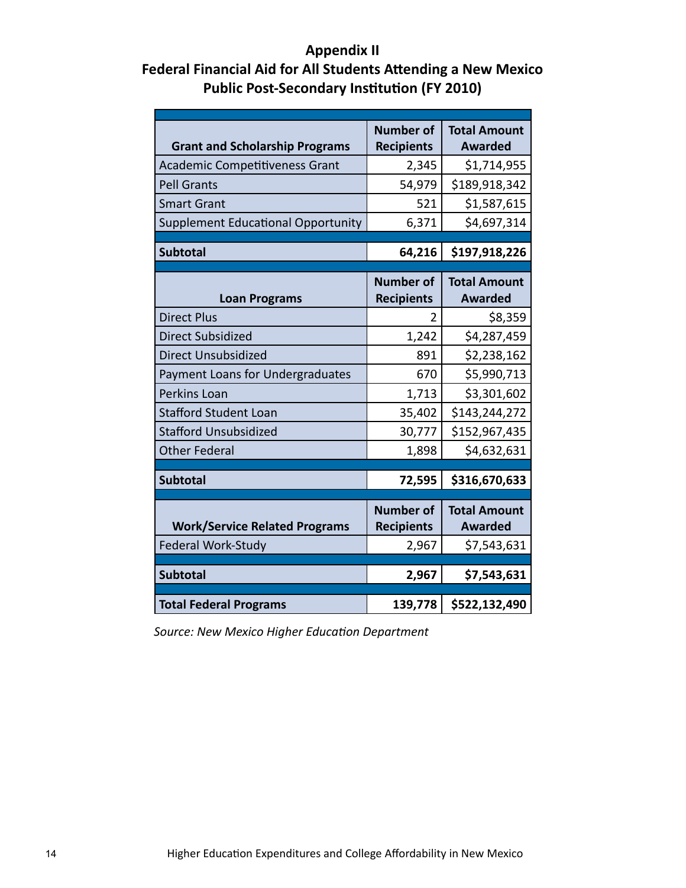## Appendix II

## Federal Financial Aid for All Students Attending a New Mexico Public Post-Secondary Institution (FY 2010)

| Grant and Scholarship Programs | Number of Recipients | Total Amount Awarded |
|---|---|---|
| Academic Competitiveness Grant | 2,345 | $1,714,955 |
| Pell Grants | 54,979 | $189,918,342 |
| Smart Grant | 521 | $1,587,615 |
| Supplement Educational Opportunity | 6,371 | $4,697,314 |
| **Subtotal** | **64,216** | **$197,918,226** |
| **Loan Programs** | **Number of Recipients** | **Total Amount Awarded** |
| Direct Plus | 2 | $8,359 |
| Direct Subsidized | 1,242 | $4,287,459 |
| Direct Unsubsidized | 891 | $2,238,162 |
| Payment Loans for Undergraduates | 670 | $5,990,713 |
| Perkins Loan | 1,713 | $3,301,602 |
| Stafford Student Loan | 35,402 | $143,244,272 |
| Stafford Unsubsidized | 30,777 | $152,967,435 |
| Other Federal | 1,898 | $4,632,631 |
| **Subtotal** | **72,595** | **$316,670,633** |
| **Work/Service Related Programs** | **Number of Recipients** | **Total Amount Awarded** |
| Federal Work-Study | 2,967 | $7,543,631 |
| **Subtotal** | **2,967** | **$7,543,631** |
| **Total Federal Programs** | **139,778** | **$522,132,490** |

*Source: New Mexico Higher Education Department*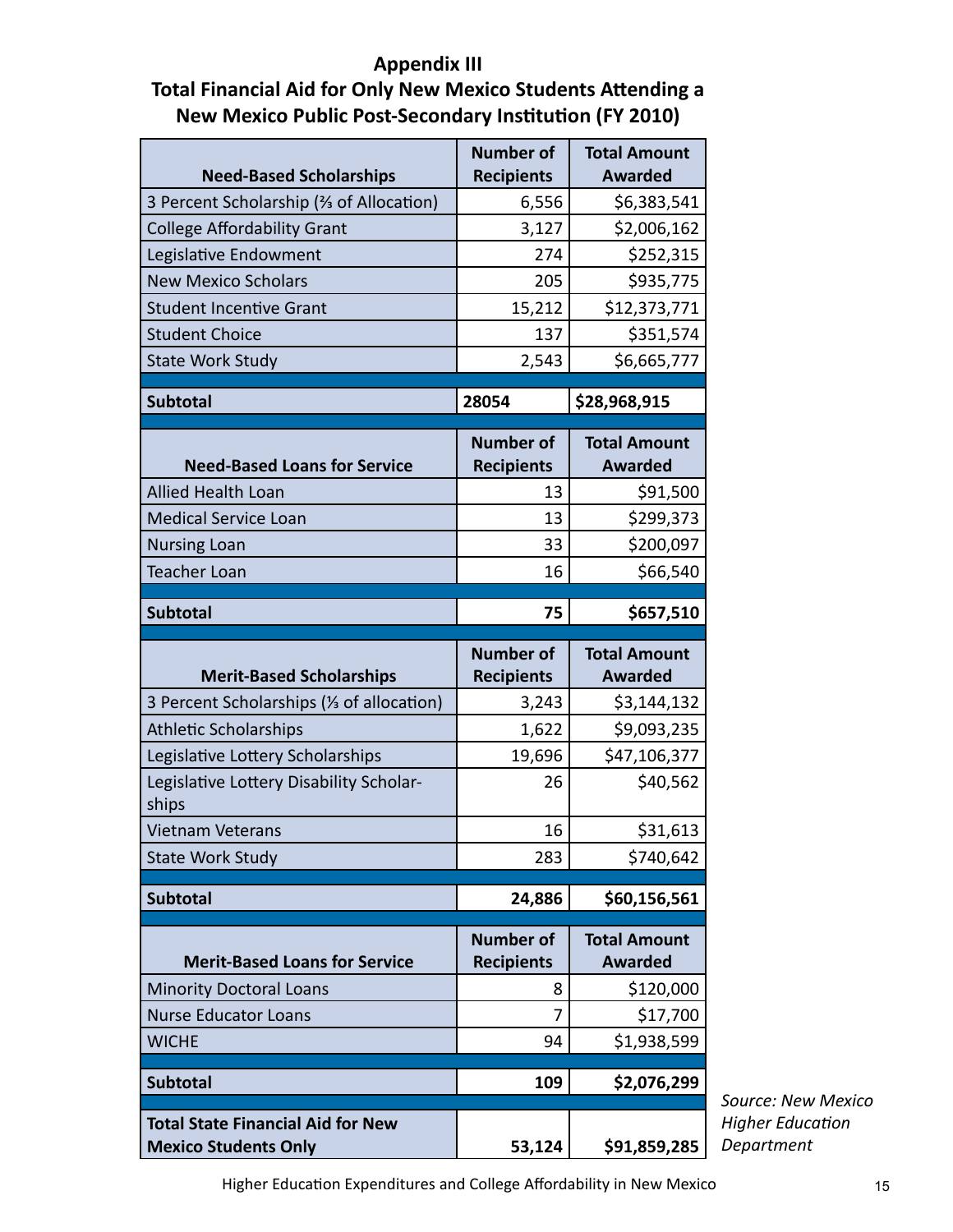## Appendix III

## Total Financial Aid for Only New Mexico Students Attending a New Mexico Public Post-Secondary Institution (FY 2010)

| Need-Based Scholarships | Number of Recipients | Total Amount Awarded |
|---|---|---|
| 3 Percent Scholarship (⅔ of Allocation) | 6,556 | $6,383,541 |
| College Affordability Grant | 3,127 | $2,006,162 |
| Legislative Endowment | 274 | $252,315 |
| New Mexico Scholars | 205 | $935,775 |
| Student Incentive Grant | 15,212 | $12,373,771 |
| Student Choice | 137 | $351,574 |
| State Work Study | 2,543 | $6,665,777 |
| **Subtotal** | **28054** | **$28,968,915** |
| **Need-Based Loans for Service** | **Number of Recipients** | **Total Amount Awarded** |
| Allied Health Loan | 13 | $91,500 |
| Medical Service Loan | 13 | $299,373 |
| Nursing Loan | 33 | $200,097 |
| Teacher Loan | 16 | $66,540 |
| **Subtotal** | **75** | **$657,510** |
| **Merit-Based Scholarships** | **Number of Recipients** | **Total Amount Awarded** |
| 3 Percent Scholarships (⅓ of allocation) | 3,243 | $3,144,132 |
| Athletic Scholarships | 1,622 | $9,093,235 |
| Legislative Lottery Scholarships | 19,696 | $47,106,377 |
| Legislative Lottery Disability Scholarships | 26 | $40,562 |
| Vietnam Veterans | 16 | $31,613 |
| State Work Study | 283 | $740,642 |
| **Subtotal** | **24,886** | **$60,156,561** |
| **Merit-Based Loans for Service** | **Number of Recipients** | **Total Amount Awarded** |
| Minority Doctoral Loans | 8 | $120,000 |
| Nurse Educator Loans | 7 | $17,700 |
| WICHE | 94 | $1,938,599 |
| **Subtotal** | **109** | **$2,076,299** |
| **Total State Financial Aid for New Mexico Students Only** | **53,124** | **$91,859,285** |

*Source: New Mexico Higher Education Department*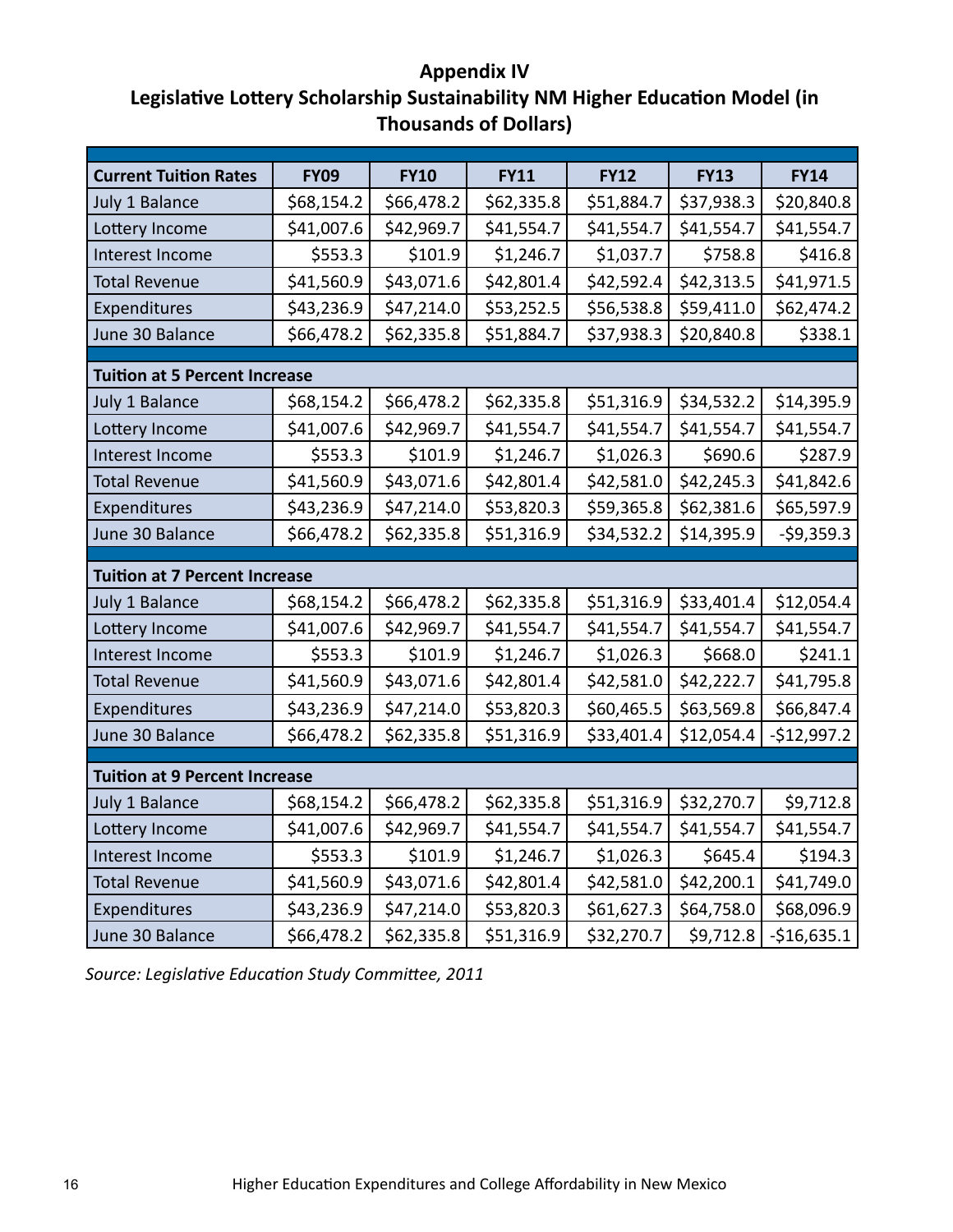## Appendix IV
## Legislative Lottery Scholarship Sustainability NM Higher Education Model (in Thousands of Dollars)

| Current Tuition Rates | FY09 | FY10 | FY11 | FY12 | FY13 | FY14 |
|---|---|---|---|---|---|---|
| July 1 Balance | $68,154.2 | $66,478.2 | $62,335.8 | $51,884.7 | $37,938.3 | $20,840.8 |
| Lottery Income | $41,007.6 | $42,969.7 | $41,554.7 | $41,554.7 | $41,554.7 | $41,554.7 |
| Interest Income | $553.3 | $101.9 | $1,246.7 | $1,037.7 | $758.8 | $416.8 |
| Total Revenue | $41,560.9 | $43,071.6 | $42,801.4 | $42,592.4 | $42,313.5 | $41,971.5 |
| Expenditures | $43,236.9 | $47,214.0 | $53,252.5 | $56,538.8 | $59,411.0 | $62,474.2 |
| June 30 Balance | $66,478.2 | $62,335.8 | $51,884.7 | $37,938.3 | $20,840.8 | $338.1 |
| **Tuition at 5 Percent Increase** | | | | | | |
| July 1 Balance | $68,154.2 | $66,478.2 | $62,335.8 | $51,316.9 | $34,532.2 | $14,395.9 |
| Lottery Income | $41,007.6 | $42,969.7 | $41,554.7 | $41,554.7 | $41,554.7 | $41,554.7 |
| Interest Income | $553.3 | $101.9 | $1,246.7 | $1,026.3 | $690.6 | $287.9 |
| Total Revenue | $41,560.9 | $43,071.6 | $42,801.4 | $42,581.0 | $42,245.3 | $41,842.6 |
| Expenditures | $43,236.9 | $47,214.0 | $53,820.3 | $59,365.8 | $62,381.6 | $65,597.9 |
| June 30 Balance | $66,478.2 | $62,335.8 | $51,316.9 | $34,532.2 | $14,395.9 | -$9,359.3 |
| **Tuition at 7 Percent Increase** | | | | | | |
| July 1 Balance | $68,154.2 | $66,478.2 | $62,335.8 | $51,316.9 | $33,401.4 | $12,054.4 |
| Lottery Income | $41,007.6 | $42,969.7 | $41,554.7 | $41,554.7 | $41,554.7 | $41,554.7 |
| Interest Income | $553.3 | $101.9 | $1,246.7 | $1,026.3 | $668.0 | $241.1 |
| Total Revenue | $41,560.9 | $43,071.6 | $42,801.4 | $42,581.0 | $42,222.7 | $41,795.8 |
| Expenditures | $43,236.9 | $47,214.0 | $53,820.3 | $60,465.5 | $63,569.8 | $66,847.4 |
| June 30 Balance | $66,478.2 | $62,335.8 | $51,316.9 | $33,401.4 | $12,054.4 | -$12,997.2 |
| **Tuition at 9 Percent Increase** | | | | | | |
| July 1 Balance | $68,154.2 | $66,478.2 | $62,335.8 | $51,316.9 | $32,270.7 | $9,712.8 |
| Lottery Income | $41,007.6 | $42,969.7 | $41,554.7 | $41,554.7 | $41,554.7 | $41,554.7 |
| Interest Income | $553.3 | $101.9 | $1,246.7 | $1,026.3 | $645.4 | $194.3 |
| Total Revenue | $41,560.9 | $43,071.6 | $42,801.4 | $42,581.0 | $42,200.1 | $41,749.0 |
| Expenditures | $43,236.9 | $47,214.0 | $53,820.3 | $61,627.3 | $64,758.0 | $68,096.9 |
| June 30 Balance | $66,478.2 | $62,335.8 | $51,316.9 | $32,270.7 | $9,712.8 | -$16,635.1 |

*Source: Legislative Education Study Committee, 2011*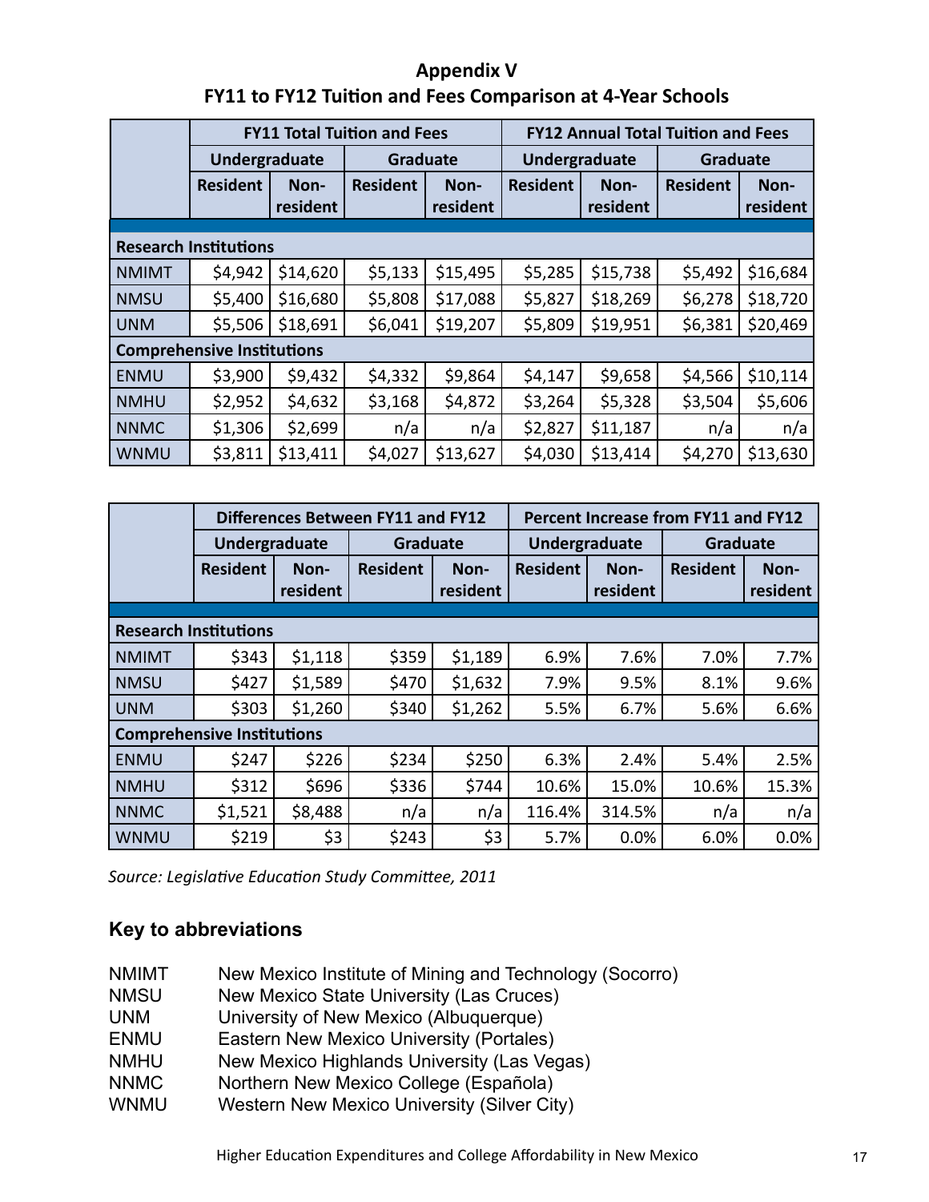## Appendix V
## FY11 to FY12 Tuition and Fees Comparison at 4-Year Schools

| | FY11 Total Tuition and Fees | | | | FY12 Annual Total Tuition and Fees | | | |
|---|---|---|---|---|---|---|---|---|
| | Undergraduate | | Graduate | | Undergraduate | | Graduate | |
| | Resident | Non-resident | Resident | Non-resident | Resident | Non-resident | Resident | Non-resident |
| **Research Institutions** | | | | | | | | |
| NMIMT | $4,942 | $14,620 | $5,133 | $15,495 | $5,285 | $15,738 | $5,492 | $16,684 |
| NMSU | $5,400 | $16,680 | $5,808 | $17,088 | $5,827 | $18,269 | $6,278 | $18,720 |
| UNM | $5,506 | $18,691 | $6,041 | $19,207 | $5,809 | $19,951 | $6,381 | $20,469 |
| **Comprehensive Institutions** | | | | | | | | |
| ENMU | $3,900 | $9,432 | $4,332 | $9,864 | $4,147 | $9,658 | $4,566 | $10,114 |
| NMHU | $2,952 | $4,632 | $3,168 | $4,872 | $3,264 | $5,328 | $3,504 | $5,606 |
| NNMC | $1,306 | $2,699 | n/a | n/a | $2,827 | $11,187 | n/a | n/a |
| WNMU | $3,811 | $13,411 | $4,027 | $13,627 | $4,030 | $13,414 | $4,270 | $13,630 |

| | Differences Between FY11 and FY12 | | | | Percent Increase from FY11 and FY12 | | | |
|---|---|---|---|---|---|---|---|---|
| | Undergraduate | | Graduate | | Undergraduate | | Graduate | |
| | Resident | Non-resident | Resident | Non-resident | Resident | Non-resident | Resident | Non-resident |
| **Research Institutions** | | | | | | | | |
| NMIMT | $343 | $1,118 | $359 | $1,189 | 6.9% | 7.6% | 7.0% | 7.7% |
| NMSU | $427 | $1,589 | $470 | $1,632 | 7.9% | 9.5% | 8.1% | 9.6% |
| UNM | $303 | $1,260 | $340 | $1,262 | 5.5% | 6.7% | 5.6% | 6.6% |
| **Comprehensive Institutions** | | | | | | | | |
| ENMU | $247 | $226 | $234 | $250 | 6.3% | 2.4% | 5.4% | 2.5% |
| NMHU | $312 | $696 | $336 | $744 | 10.6% | 15.0% | 10.6% | 15.3% |
| NNMC | $1,521 | $8,488 | n/a | n/a | 116.4% | 314.5% | n/a | n/a |
| WNMU | $219 | $3 | $243 | $3 | 5.7% | 0.0% | 6.0% | 0.0% |

*Source: Legislative Education Study Committee, 2011*

### Key to abbreviations

| | |
|---|---|
| NMIMT | New Mexico Institute of Mining and Technology (Socorro) |
| NMSU | New Mexico State University (Las Cruces) |
| UNM | University of New Mexico (Albuquerque) |
| ENMU | Eastern New Mexico University (Portales) |
| NMHU | New Mexico Highlands University (Las Vegas) |
| NNMC | Northern New Mexico College (Española) |
| WNMU | Western New Mexico University (Silver City) |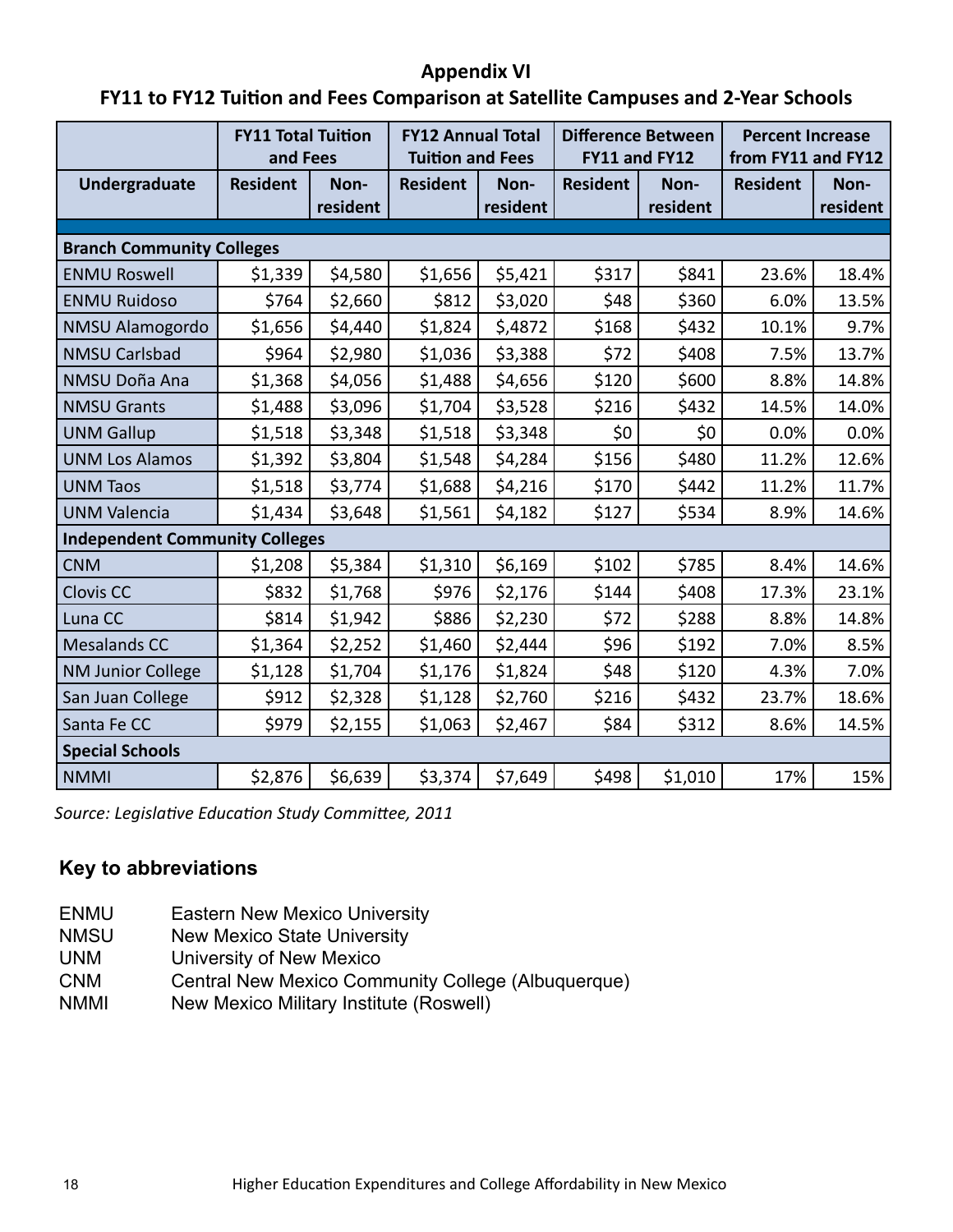**Appendix VI**

**FY11 to FY12 Tuition and Fees Comparison at Satellite Campuses and 2-Year Schools**

| | FY11 Total Tuition and Fees | | FY12 Annual Total Tuition and Fees | | Difference Between FY11 and FY12 | | Percent Increase from FY11 and FY12 | |
|---|---|---|---|---|---|---|---|---|
| **Undergraduate** | **Resident** | **Non-resident** | **Resident** | **Non-resident** | **Resident** | **Non-resident** | **Resident** | **Non-resident** |
| **Branch Community Colleges** | | | | | | | | |
| ENMU Roswell | $1,339 | $4,580 | $1,656 | $5,421 | $317 | $841 | 23.6% | 18.4% |
| ENMU Ruidoso | $764 | $2,660 | $812 | $3,020 | $48 | $360 | 6.0% | 13.5% |
| NMSU Alamogordo | $1,656 | $4,440 | $1,824 | $,4872 | $168 | $432 | 10.1% | 9.7% |
| NMSU Carlsbad | $964 | $2,980 | $1,036 | $3,388 | $72 | $408 | 7.5% | 13.7% |
| NMSU Doña Ana | $1,368 | $4,056 | $1,488 | $4,656 | $120 | $600 | 8.8% | 14.8% |
| NMSU Grants | $1,488 | $3,096 | $1,704 | $3,528 | $216 | $432 | 14.5% | 14.0% |
| UNM Gallup | $1,518 | $3,348 | $1,518 | $3,348 | $0 | $0 | 0.0% | 0.0% |
| UNM Los Alamos | $1,392 | $3,804 | $1,548 | $4,284 | $156 | $480 | 11.2% | 12.6% |
| UNM Taos | $1,518 | $3,774 | $1,688 | $4,216 | $170 | $442 | 11.2% | 11.7% |
| UNM Valencia | $1,434 | $3,648 | $1,561 | $4,182 | $127 | $534 | 8.9% | 14.6% |
| **Independent Community Colleges** | | | | | | | | |
| CNM | $1,208 | $5,384 | $1,310 | $6,169 | $102 | $785 | 8.4% | 14.6% |
| Clovis CC | $832 | $1,768 | $976 | $2,176 | $144 | $408 | 17.3% | 23.1% |
| Luna CC | $814 | $1,942 | $886 | $2,230 | $72 | $288 | 8.8% | 14.8% |
| Mesalands CC | $1,364 | $2,252 | $1,460 | $2,444 | $96 | $192 | 7.0% | 8.5% |
| NM Junior College | $1,128 | $1,704 | $1,176 | $1,824 | $48 | $120 | 4.3% | 7.0% |
| San Juan College | $912 | $2,328 | $1,128 | $2,760 | $216 | $432 | 23.7% | 18.6% |
| Santa Fe CC | $979 | $2,155 | $1,063 | $2,467 | $84 | $312 | 8.6% | 14.5% |
| **Special Schools** | | | | | | | | |
| NMMI | $2,876 | $6,639 | $3,374 | $7,649 | $498 | $1,010 | 17% | 15% |

*Source: Legislative Education Study Committee, 2011*

### Key to abbreviations

ENMU Eastern New Mexico University
NMSU New Mexico State University
UNM University of New Mexico
CNM Central New Mexico Community College (Albuquerque)
NMMI New Mexico Military Institute (Roswell)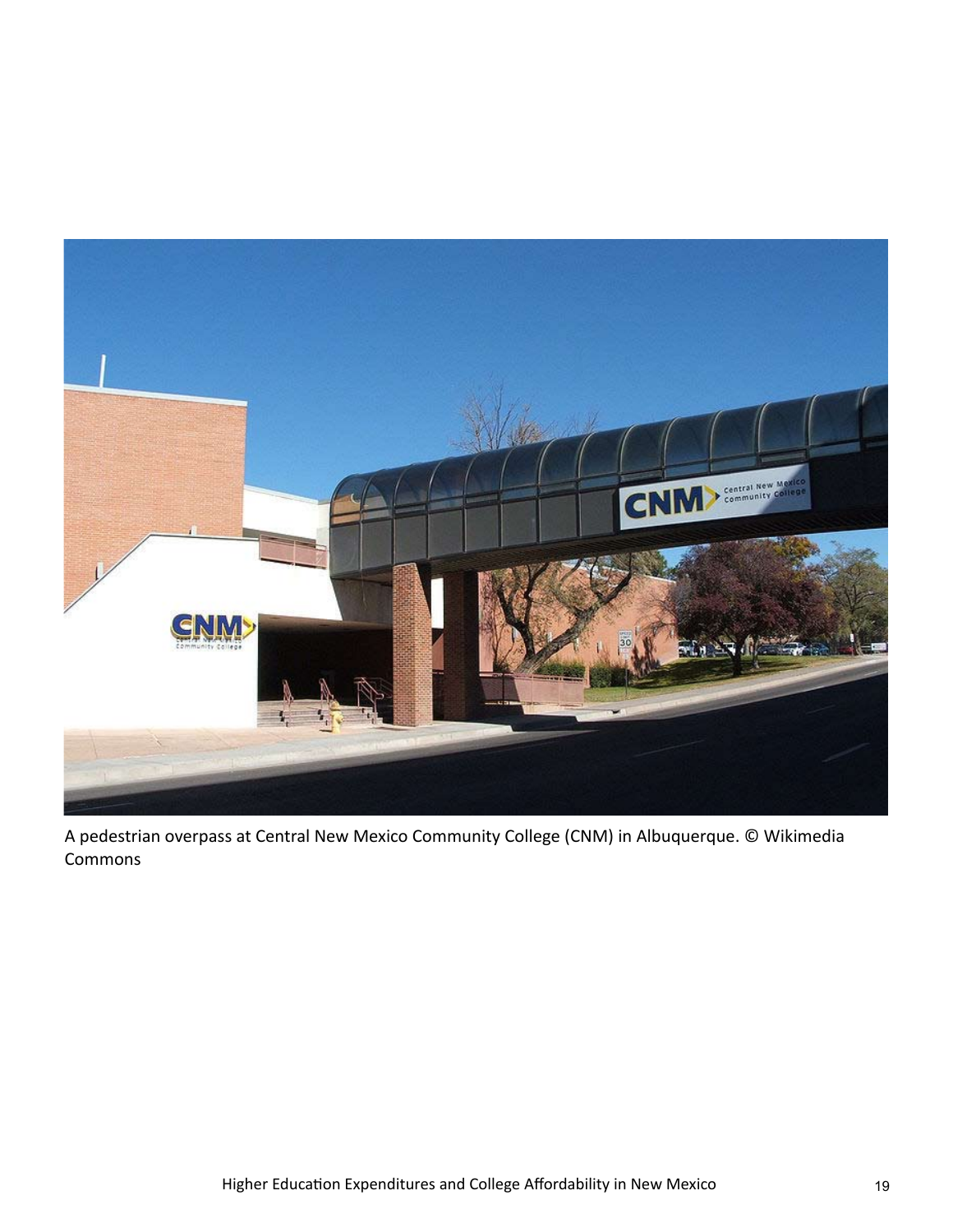A pedestrian overpass at Central New Mexico Community College (CNM) in Albuquerque. © Wikimedia Commons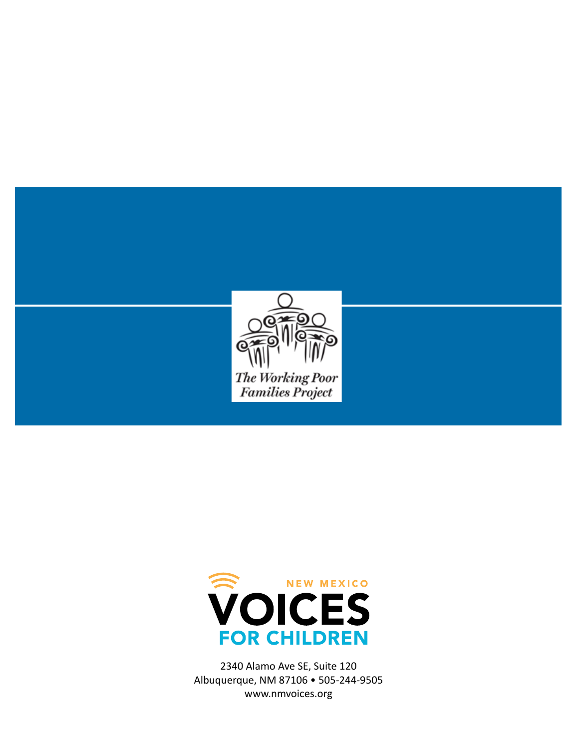The Working Poor Families Project

NEW MEXICO VOICES FOR CHILDREN

2340 Alamo Ave SE, Suite 120
Albuquerque, NM 87106 • 505-244-9505
www.nmvoices.org